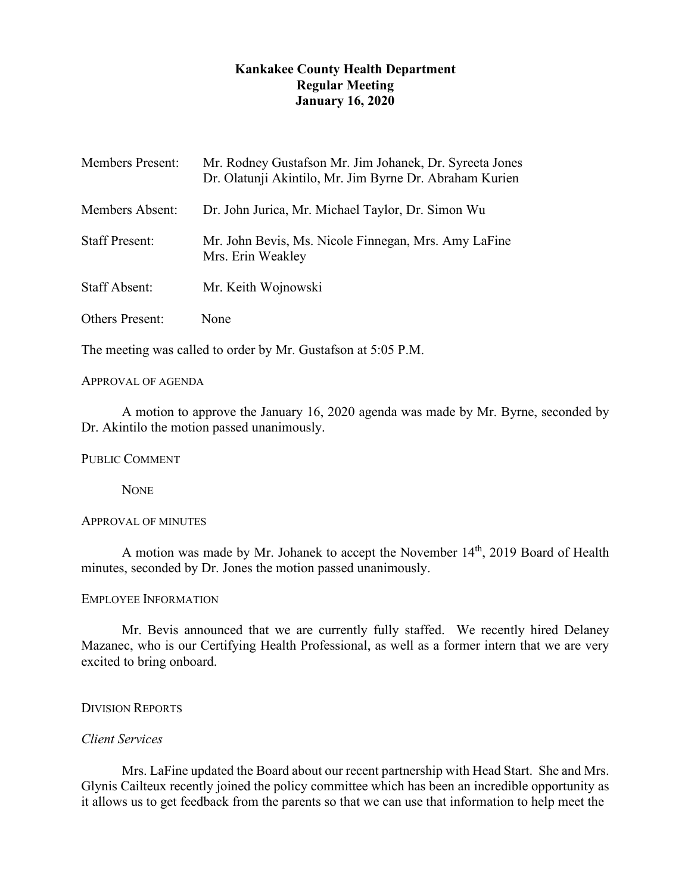# Kankakee County Health Department
## Regular Meeting
### January 16, 2020

| | |
|---|---|
| Members Present: | Mr. Rodney Gustafson Mr. Jim Johanek, Dr. Syreeta Jones Dr. Olatunji Akintilo, Mr. Jim Byrne Dr. Abraham Kurien |
| Members Absent: | Dr. John Jurica, Mr. Michael Taylor, Dr. Simon Wu |
| Staff Present: | Mr. John Bevis, Ms. Nicole Finnegan, Mrs. Amy LaFine Mrs. Erin Weakley |
| Staff Absent: | Mr. Keith Wojnowski |
| Others Present: | None |

The meeting was called to order by Mr. Gustafson at 5:05 P.M.

APPROVAL OF AGENDA

A motion to approve the January 16, 2020 agenda was made by Mr. Byrne, seconded by Dr. Akintilo the motion passed unanimously.

PUBLIC COMMENT

NONE

APPROVAL OF MINUTES

A motion was made by Mr. Johanek to accept the November 14th, 2019 Board of Health minutes, seconded by Dr. Jones the motion passed unanimously.

EMPLOYEE INFORMATION

Mr. Bevis announced that we are currently fully staffed. We recently hired Delaney Mazanec, who is our Certifying Health Professional, as well as a former intern that we are very excited to bring onboard.

DIVISION REPORTS

*Client Services*

Mrs. LaFine updated the Board about our recent partnership with Head Start. She and Mrs. Glynis Cailteux recently joined the policy committee which has been an incredible opportunity as it allows us to get feedback from the parents so that we can use that information to help meet the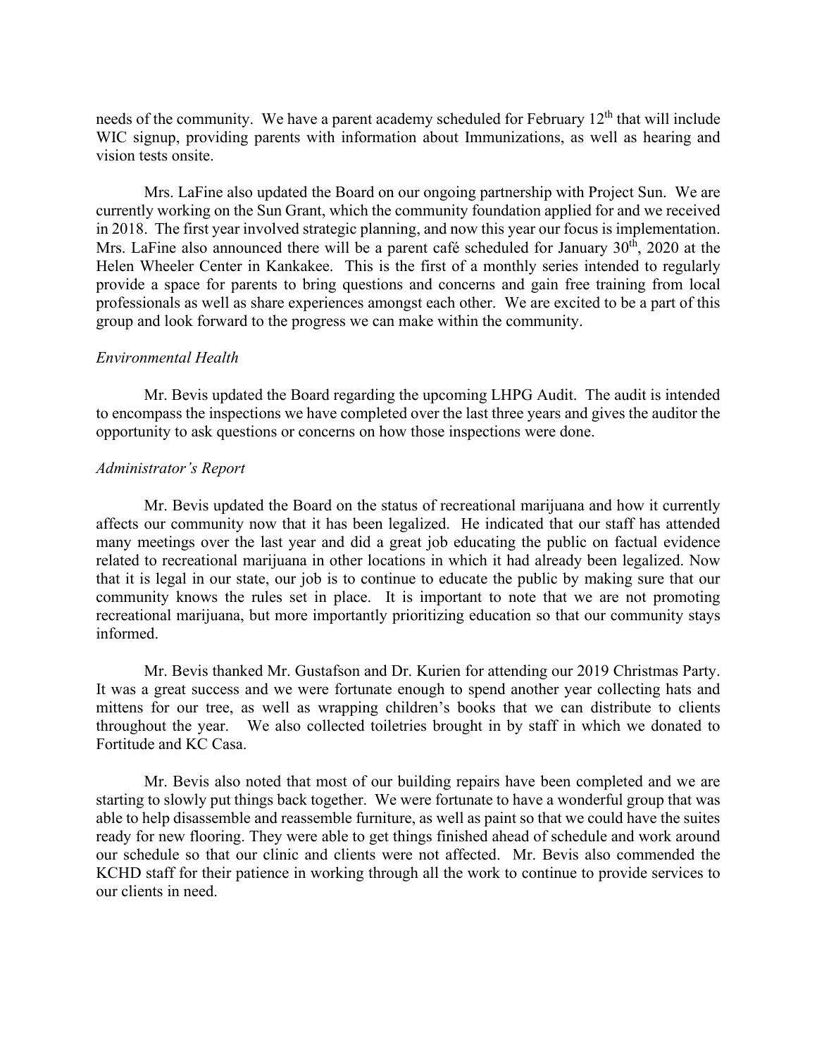needs of the community. We have a parent academy scheduled for February 12th that will include WIC signup, providing parents with information about Immunizations, as well as hearing and vision tests onsite.

Mrs. LaFine also updated the Board on our ongoing partnership with Project Sun. We are currently working on the Sun Grant, which the community foundation applied for and we received in 2018. The first year involved strategic planning, and now this year our focus is implementation. Mrs. LaFine also announced there will be a parent café scheduled for January 30th, 2020 at the Helen Wheeler Center in Kankakee. This is the first of a monthly series intended to regularly provide a space for parents to bring questions and concerns and gain free training from local professionals as well as share experiences amongst each other. We are excited to be a part of this group and look forward to the progress we can make within the community.

*Environmental Health*

Mr. Bevis updated the Board regarding the upcoming LHPG Audit. The audit is intended to encompass the inspections we have completed over the last three years and gives the auditor the opportunity to ask questions or concerns on how those inspections were done.

*Administrator's Report*

Mr. Bevis updated the Board on the status of recreational marijuana and how it currently affects our community now that it has been legalized. He indicated that our staff has attended many meetings over the last year and did a great job educating the public on factual evidence related to recreational marijuana in other locations in which it had already been legalized. Now that it is legal in our state, our job is to continue to educate the public by making sure that our community knows the rules set in place. It is important to note that we are not promoting recreational marijuana, but more importantly prioritizing education so that our community stays informed.

Mr. Bevis thanked Mr. Gustafson and Dr. Kurien for attending our 2019 Christmas Party. It was a great success and we were fortunate enough to spend another year collecting hats and mittens for our tree, as well as wrapping children's books that we can distribute to clients throughout the year. We also collected toiletries brought in by staff in which we donated to Fortitude and KC Casa.

Mr. Bevis also noted that most of our building repairs have been completed and we are starting to slowly put things back together. We were fortunate to have a wonderful group that was able to help disassemble and reassemble furniture, as well as paint so that we could have the suites ready for new flooring. They were able to get things finished ahead of schedule and work around our schedule so that our clinic and clients were not affected. Mr. Bevis also commended the KCHD staff for their patience in working through all the work to continue to provide services to our clients in need.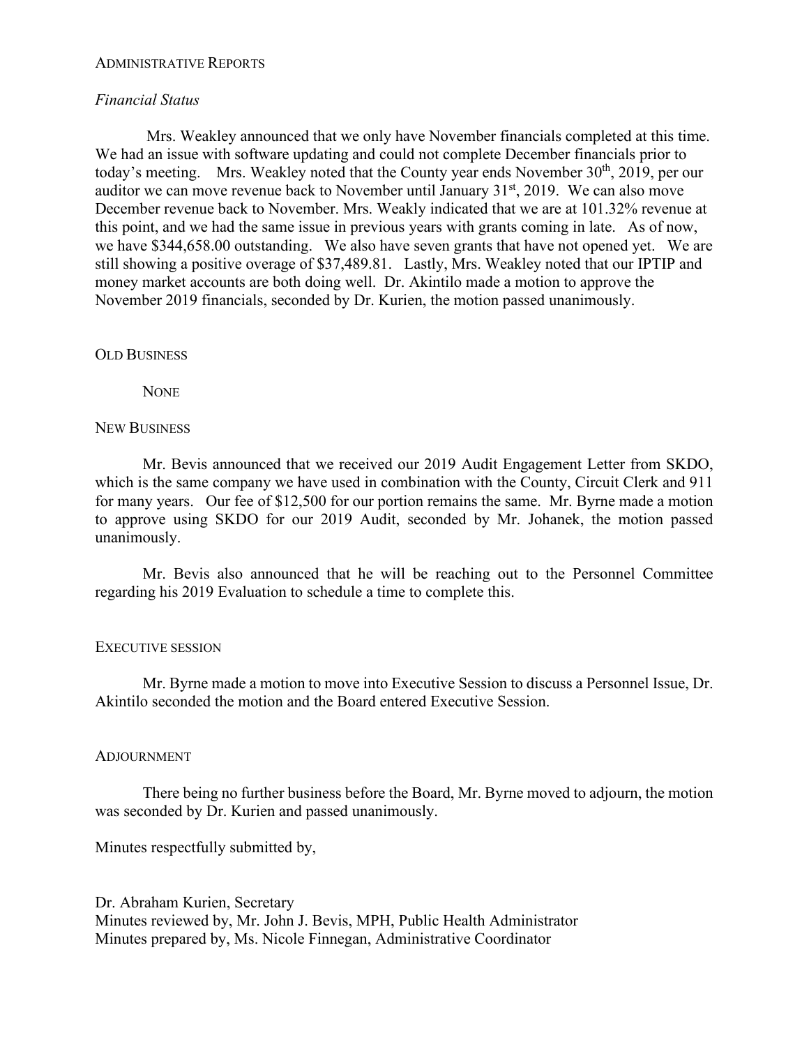## Administrative Reports

### *Financial Status*

Mrs. Weakley announced that we only have November financials completed at this time. We had an issue with software updating and could not complete December financials prior to today's meeting. Mrs. Weakley noted that the County year ends November 30th, 2019, per our auditor we can move revenue back to November until January 31st, 2019. We can also move December revenue back to November. Mrs. Weakly indicated that we are at 101.32% revenue at this point, and we had the same issue in previous years with grants coming in late. As of now, we have $344,658.00 outstanding. We also have seven grants that have not opened yet. We are still showing a positive overage of $37,489.81. Lastly, Mrs. Weakley noted that our IPTIP and money market accounts are both doing well. Dr. Akintilo made a motion to approve the November 2019 financials, seconded by Dr. Kurien, the motion passed unanimously.

## Old Business

None

## New Business

Mr. Bevis announced that we received our 2019 Audit Engagement Letter from SKDO, which is the same company we have used in combination with the County, Circuit Clerk and 911 for many years. Our fee of $12,500 for our portion remains the same. Mr. Byrne made a motion to approve using SKDO for our 2019 Audit, seconded by Mr. Johanek, the motion passed unanimously.

Mr. Bevis also announced that he will be reaching out to the Personnel Committee regarding his 2019 Evaluation to schedule a time to complete this.

## Executive session

Mr. Byrne made a motion to move into Executive Session to discuss a Personnel Issue, Dr. Akintilo seconded the motion and the Board entered Executive Session.

## Adjournment

There being no further business before the Board, Mr. Byrne moved to adjourn, the motion was seconded by Dr. Kurien and passed unanimously.

Minutes respectfully submitted by,

Dr. Abraham Kurien, Secretary
Minutes reviewed by, Mr. John J. Bevis, MPH, Public Health Administrator
Minutes prepared by, Ms. Nicole Finnegan, Administrative Coordinator